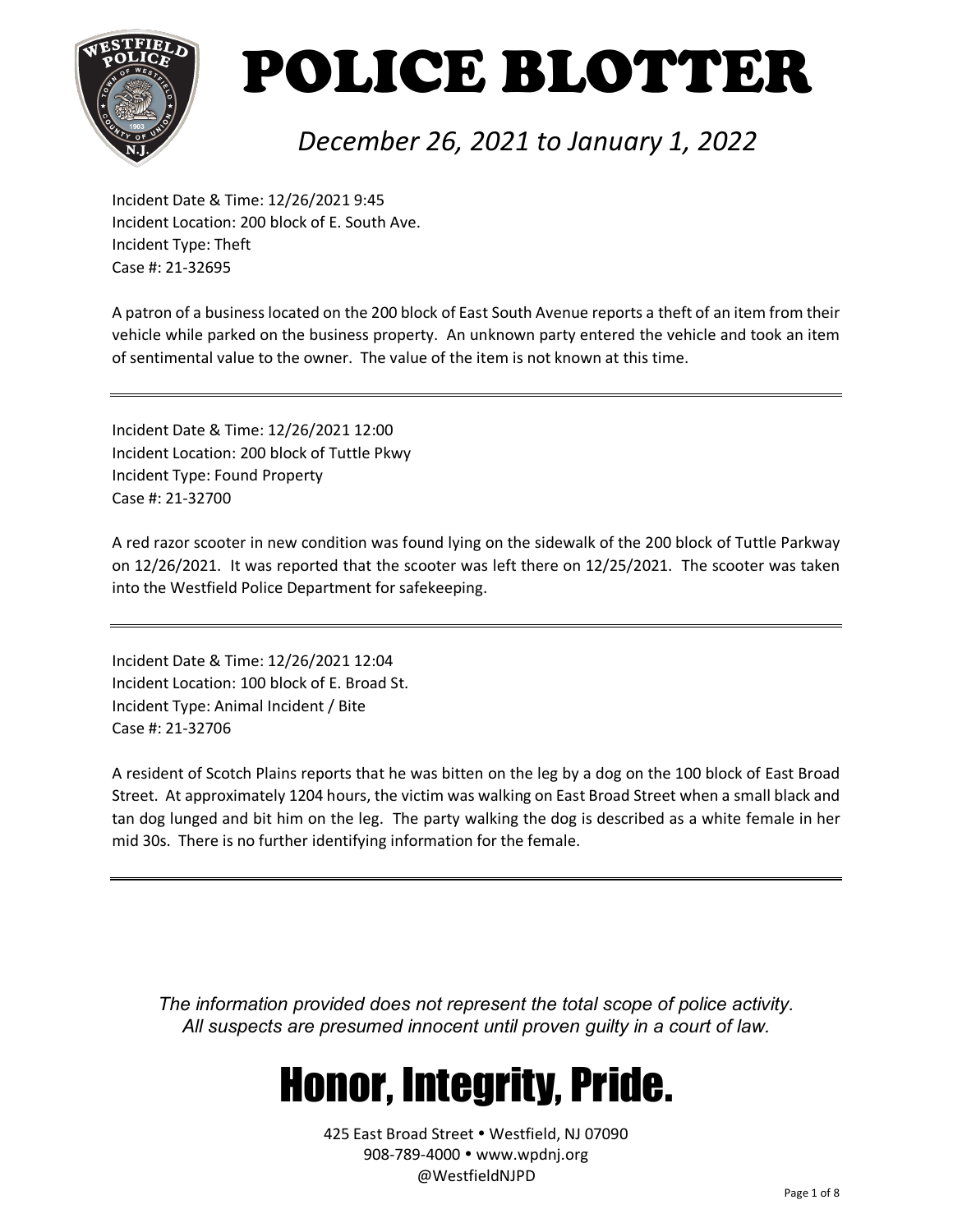# POLICE BLOTTER

*December 26, 2021 to January 1, 2022*

Incident Date & Time: 12/26/2021 9:45
Incident Location: 200 block of E. South Ave.
Incident Type: Theft
Case #: 21-32695

A patron of a business located on the 200 block of East South Avenue reports a theft of an item from their vehicle while parked on the business property. An unknown party entered the vehicle and took an item of sentimental value to the owner. The value of the item is not known at this time.

---

Incident Date & Time: 12/26/2021 12:00
Incident Location: 200 block of Tuttle Pkwy
Incident Type: Found Property
Case #: 21-32700

A red razor scooter in new condition was found lying on the sidewalk of the 200 block of Tuttle Parkway on 12/26/2021. It was reported that the scooter was left there on 12/25/2021. The scooter was taken into the Westfield Police Department for safekeeping.

---

Incident Date & Time: 12/26/2021 12:04
Incident Location: 100 block of E. Broad St.
Incident Type: Animal Incident / Bite
Case #: 21-32706

A resident of Scotch Plains reports that he was bitten on the leg by a dog on the 100 block of East Broad Street. At approximately 1204 hours, the victim was walking on East Broad Street when a small black and tan dog lunged and bit him on the leg. The party walking the dog is described as a white female in her mid 30s. There is no further identifying information for the female.

---

*The information provided does not represent the total scope of police activity.*
*All suspects are presumed innocent until proven guilty in a court of law.*

## Honor, Integrity, Pride.

425 East Broad Street • Westfield, NJ 07090
908-789-4000 • www.wpdnj.org
@WestfieldNJPD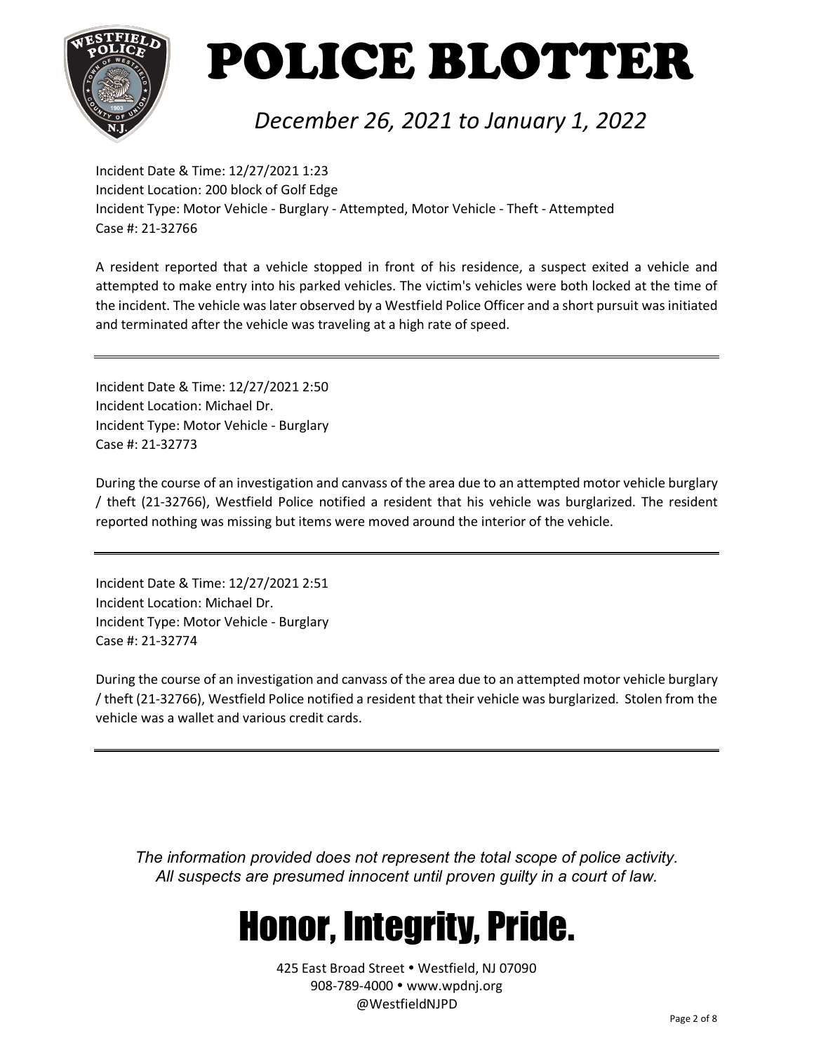# POLICE BLOTTER

*December 26, 2021 to January 1, 2022*

Incident Date & Time: 12/27/2021 1:23
Incident Location: 200 block of Golf Edge
Incident Type: Motor Vehicle - Burglary - Attempted, Motor Vehicle - Theft - Attempted
Case #: 21-32766

A resident reported that a vehicle stopped in front of his residence, a suspect exited a vehicle and attempted to make entry into his parked vehicles. The victim's vehicles were both locked at the time of the incident. The vehicle was later observed by a Westfield Police Officer and a short pursuit was initiated and terminated after the vehicle was traveling at a high rate of speed.

---

Incident Date & Time: 12/27/2021 2:50
Incident Location: Michael Dr.
Incident Type: Motor Vehicle - Burglary
Case #: 21-32773

During the course of an investigation and canvass of the area due to an attempted motor vehicle burglary / theft (21-32766), Westfield Police notified a resident that his vehicle was burglarized. The resident reported nothing was missing but items were moved around the interior of the vehicle.

---

Incident Date & Time: 12/27/2021 2:51
Incident Location: Michael Dr.
Incident Type: Motor Vehicle - Burglary
Case #: 21-32774

During the course of an investigation and canvass of the area due to an attempted motor vehicle burglary / theft (21-32766), Westfield Police notified a resident that their vehicle was burglarized. Stolen from the vehicle was a wallet and various credit cards.

---

*The information provided does not represent the total scope of police activity.*
*All suspects are presumed innocent until proven guilty in a court of law.*

# Honor, Integrity, Pride.

425 East Broad Street • Westfield, NJ 07090
908-789-4000 • www.wpdnj.org
@WestfieldNJPD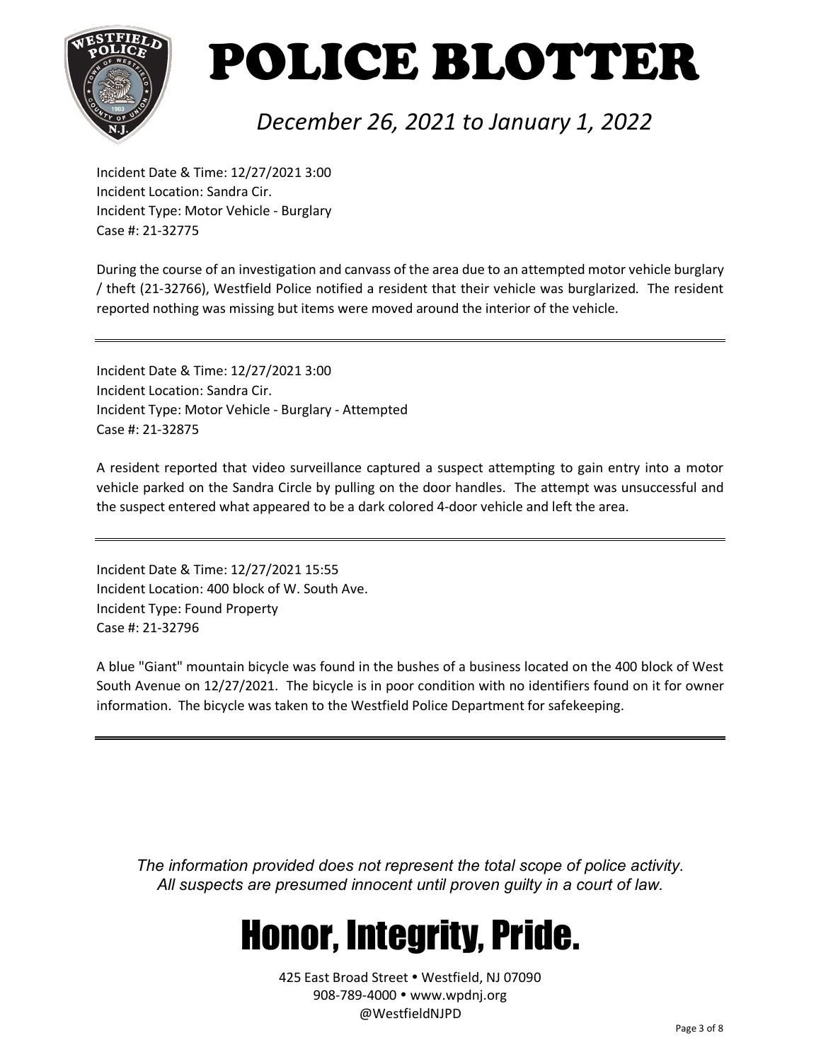# POLICE BLOTTER

*December 26, 2021 to January 1, 2022*

Incident Date & Time: 12/27/2021 3:00
Incident Location: Sandra Cir.
Incident Type: Motor Vehicle - Burglary
Case #: 21-32775

During the course of an investigation and canvass of the area due to an attempted motor vehicle burglary / theft (21-32766), Westfield Police notified a resident that their vehicle was burglarized. The resident reported nothing was missing but items were moved around the interior of the vehicle.

---

Incident Date & Time: 12/27/2021 3:00
Incident Location: Sandra Cir.
Incident Type: Motor Vehicle - Burglary - Attempted
Case #: 21-32875

A resident reported that video surveillance captured a suspect attempting to gain entry into a motor vehicle parked on the Sandra Circle by pulling on the door handles. The attempt was unsuccessful and the suspect entered what appeared to be a dark colored 4-door vehicle and left the area.

---

Incident Date & Time: 12/27/2021 15:55
Incident Location: 400 block of W. South Ave.
Incident Type: Found Property
Case #: 21-32796

A blue "Giant" mountain bicycle was found in the bushes of a business located on the 400 block of West South Avenue on 12/27/2021. The bicycle is in poor condition with no identifiers found on it for owner information. The bicycle was taken to the Westfield Police Department for safekeeping.

---

*The information provided does not represent the total scope of police activity.*
*All suspects are presumed innocent until proven guilty in a court of law.*

## Honor, Integrity, Pride.

425 East Broad Street • Westfield, NJ 07090
908-789-4000 • www.wpdnj.org
@WestfieldNJPD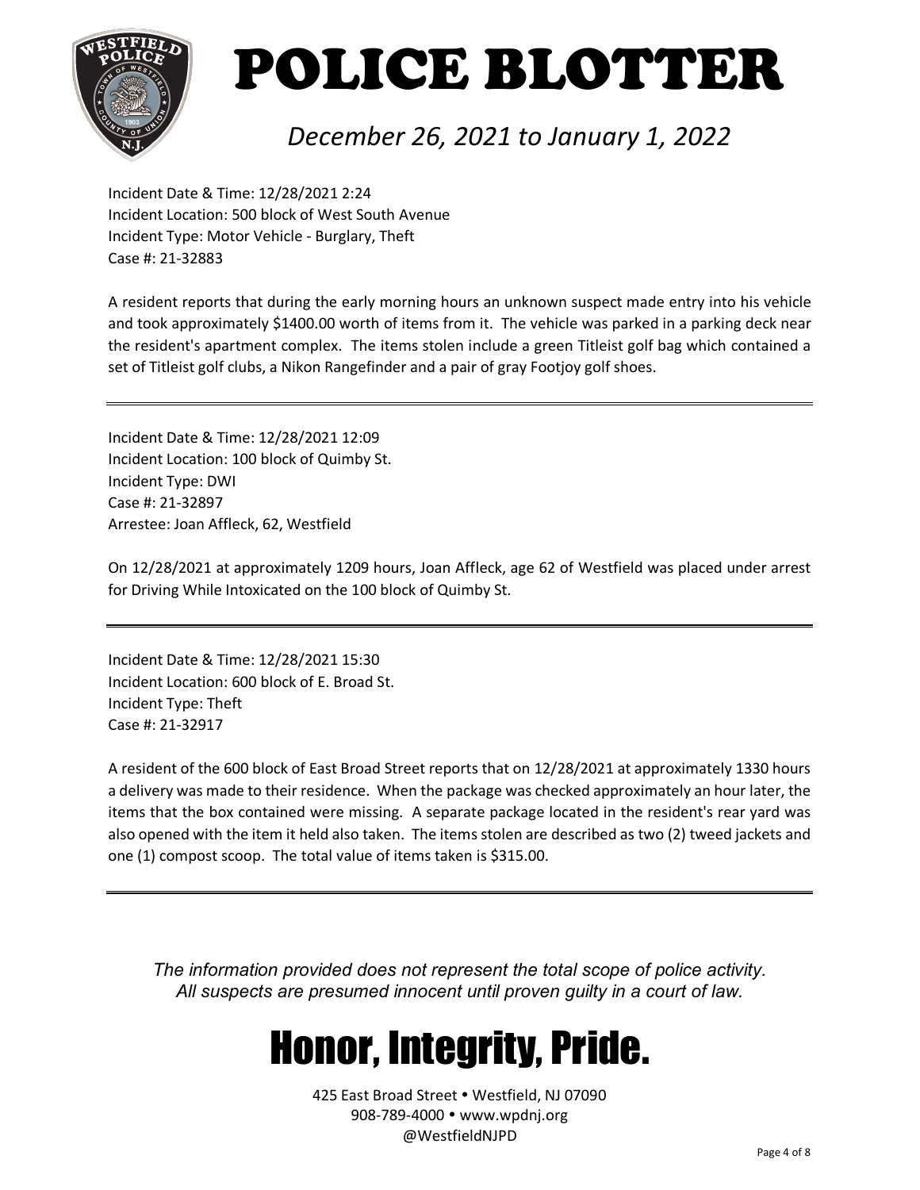# POLICE BLOTTER

*December 26, 2021 to January 1, 2022*

Incident Date & Time: 12/28/2021 2:24
Incident Location: 500 block of West South Avenue
Incident Type: Motor Vehicle - Burglary, Theft
Case #: 21-32883

A resident reports that during the early morning hours an unknown suspect made entry into his vehicle and took approximately $1400.00 worth of items from it. The vehicle was parked in a parking deck near the resident's apartment complex. The items stolen include a green Titleist golf bag which contained a set of Titleist golf clubs, a Nikon Rangefinder and a pair of gray Footjoy golf shoes.

---

Incident Date & Time: 12/28/2021 12:09
Incident Location: 100 block of Quimby St.
Incident Type: DWI
Case #: 21-32897
Arrestee: Joan Affleck, 62, Westfield

On 12/28/2021 at approximately 1209 hours, Joan Affleck, age 62 of Westfield was placed under arrest for Driving While Intoxicated on the 100 block of Quimby St.

---

Incident Date & Time: 12/28/2021 15:30
Incident Location: 600 block of E. Broad St.
Incident Type: Theft
Case #: 21-32917

A resident of the 600 block of East Broad Street reports that on 12/28/2021 at approximately 1330 hours a delivery was made to their residence. When the package was checked approximately an hour later, the items that the box contained were missing. A separate package located in the resident's rear yard was also opened with the item it held also taken. The items stolen are described as two (2) tweed jackets and one (1) compost scoop. The total value of items taken is $315.00.

---

*The information provided does not represent the total scope of police activity.*
*All suspects are presumed innocent until proven guilty in a court of law.*

# Honor, Integrity, Pride.

425 East Broad Street • Westfield, NJ 07090
908-789-4000 • www.wpdnj.org
@WestfieldNJPD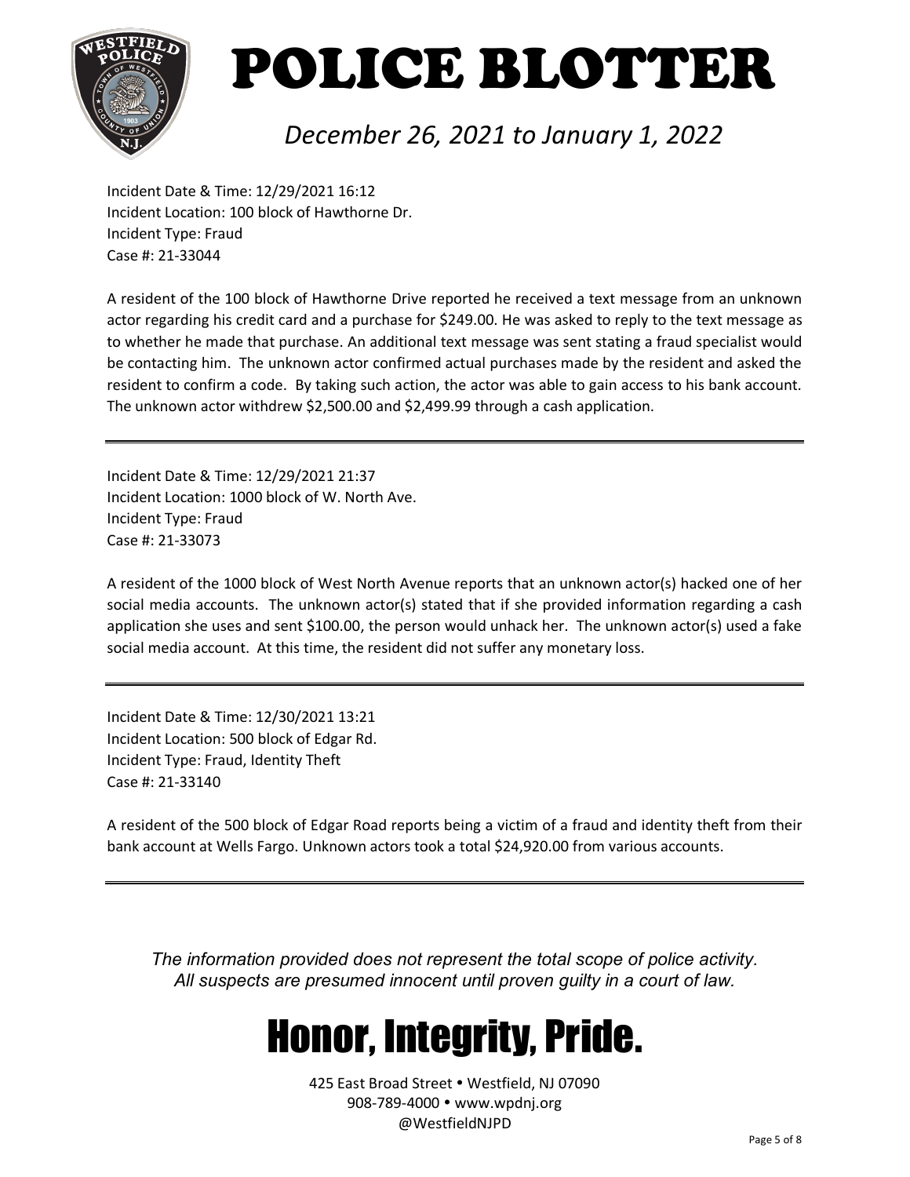# POLICE BLOTTER

*December 26, 2021 to January 1, 2022*

Incident Date & Time: 12/29/2021 16:12
Incident Location: 100 block of Hawthorne Dr.
Incident Type: Fraud
Case #: 21-33044

A resident of the 100 block of Hawthorne Drive reported he received a text message from an unknown actor regarding his credit card and a purchase for $249.00. He was asked to reply to the text message as to whether he made that purchase. An additional text message was sent stating a fraud specialist would be contacting him. The unknown actor confirmed actual purchases made by the resident and asked the resident to confirm a code. By taking such action, the actor was able to gain access to his bank account. The unknown actor withdrew $2,500.00 and $2,499.99 through a cash application.

---

Incident Date & Time: 12/29/2021 21:37
Incident Location: 1000 block of W. North Ave.
Incident Type: Fraud
Case #: 21-33073

A resident of the 1000 block of West North Avenue reports that an unknown actor(s) hacked one of her social media accounts. The unknown actor(s) stated that if she provided information regarding a cash application she uses and sent $100.00, the person would unhack her. The unknown actor(s) used a fake social media account. At this time, the resident did not suffer any monetary loss.

---

Incident Date & Time: 12/30/2021 13:21
Incident Location: 500 block of Edgar Rd.
Incident Type: Fraud, Identity Theft
Case #: 21-33140

A resident of the 500 block of Edgar Road reports being a victim of a fraud and identity theft from their bank account at Wells Fargo. Unknown actors took a total $24,920.00 from various accounts.

---

*The information provided does not represent the total scope of police activity. All suspects are presumed innocent until proven guilty in a court of law.*

# Honor, Integrity, Pride.

425 East Broad Street • Westfield, NJ 07090
908-789-4000 • www.wpdnj.org
@WestfieldNJPD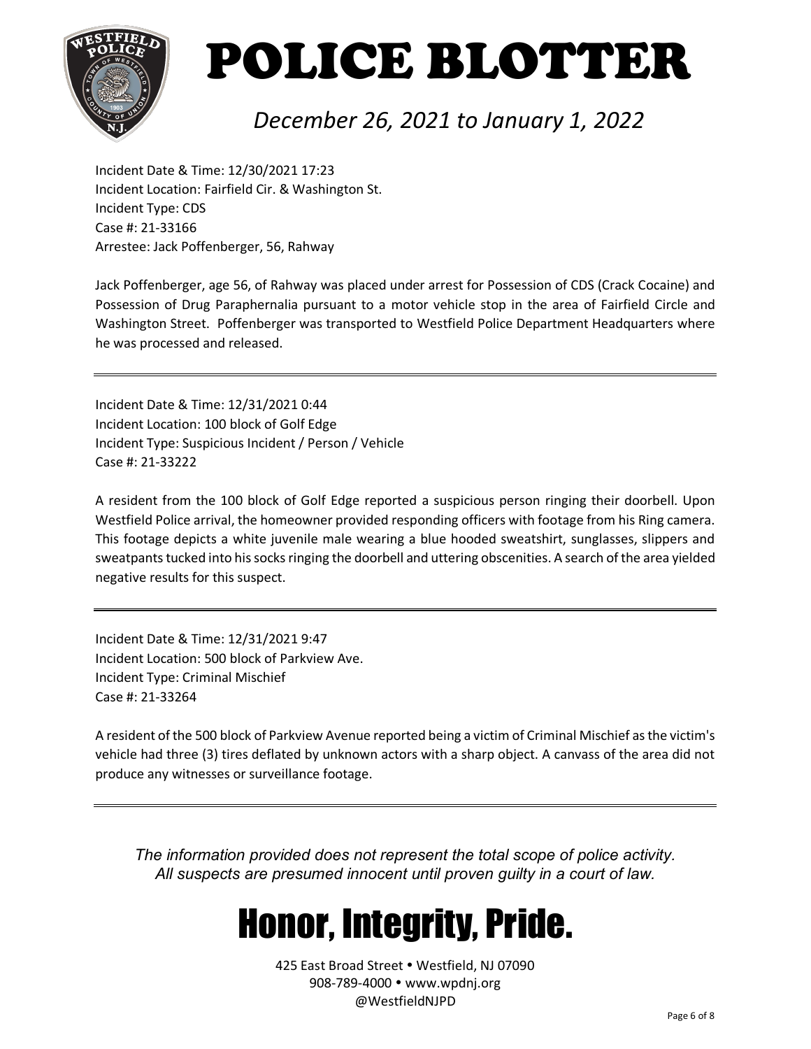# POLICE BLOTTER

*December 26, 2021 to January 1, 2022*

Incident Date & Time: 12/30/2021 17:23
Incident Location: Fairfield Cir. & Washington St.
Incident Type: CDS
Case #: 21-33166
Arrestee: Jack Poffenberger, 56, Rahway

Jack Poffenberger, age 56, of Rahway was placed under arrest for Possession of CDS (Crack Cocaine) and Possession of Drug Paraphernalia pursuant to a motor vehicle stop in the area of Fairfield Circle and Washington Street. Poffenberger was transported to Westfield Police Department Headquarters where he was processed and released.

---

Incident Date & Time: 12/31/2021 0:44
Incident Location: 100 block of Golf Edge
Incident Type: Suspicious Incident / Person / Vehicle
Case #: 21-33222

A resident from the 100 block of Golf Edge reported a suspicious person ringing their doorbell. Upon Westfield Police arrival, the homeowner provided responding officers with footage from his Ring camera. This footage depicts a white juvenile male wearing a blue hooded sweatshirt, sunglasses, slippers and sweatpants tucked into his socks ringing the doorbell and uttering obscenities. A search of the area yielded negative results for this suspect.

---

Incident Date & Time: 12/31/2021 9:47
Incident Location: 500 block of Parkview Ave.
Incident Type: Criminal Mischief
Case #: 21-33264

A resident of the 500 block of Parkview Avenue reported being a victim of Criminal Mischief as the victim's vehicle had three (3) tires deflated by unknown actors with a sharp object. A canvass of the area did not produce any witnesses or surveillance footage.

---

*The information provided does not represent the total scope of police activity.*
*All suspects are presumed innocent until proven guilty in a court of law.*

## Honor, Integrity, Pride.

425 East Broad Street • Westfield, NJ 07090
908-789-4000 • www.wpdnj.org
@WestfieldNJPD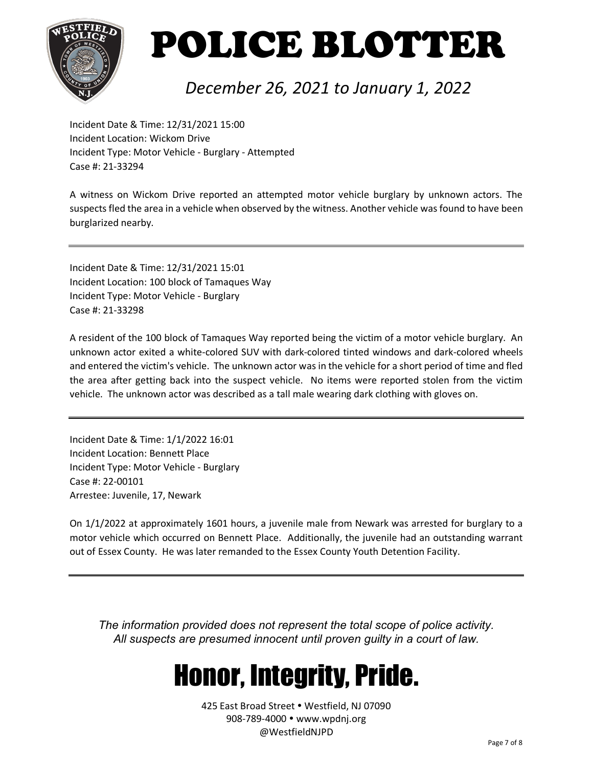# POLICE BLOTTER

*December 26, 2021 to January 1, 2022*

Incident Date & Time: 12/31/2021 15:00
Incident Location: Wickom Drive
Incident Type: Motor Vehicle - Burglary - Attempted
Case #: 21-33294

A witness on Wickom Drive reported an attempted motor vehicle burglary by unknown actors. The suspects fled the area in a vehicle when observed by the witness. Another vehicle was found to have been burglarized nearby.

---

Incident Date & Time: 12/31/2021 15:01
Incident Location: 100 block of Tamaques Way
Incident Type: Motor Vehicle - Burglary
Case #: 21-33298

A resident of the 100 block of Tamaques Way reported being the victim of a motor vehicle burglary. An unknown actor exited a white-colored SUV with dark-colored tinted windows and dark-colored wheels and entered the victim's vehicle. The unknown actor was in the vehicle for a short period of time and fled the area after getting back into the suspect vehicle. No items were reported stolen from the victim vehicle. The unknown actor was described as a tall male wearing dark clothing with gloves on.

---

Incident Date & Time: 1/1/2022 16:01
Incident Location: Bennett Place
Incident Type: Motor Vehicle - Burglary
Case #: 22-00101
Arrestee: Juvenile, 17, Newark

On 1/1/2022 at approximately 1601 hours, a juvenile male from Newark was arrested for burglary to a motor vehicle which occurred on Bennett Place. Additionally, the juvenile had an outstanding warrant out of Essex County. He was later remanded to the Essex County Youth Detention Facility.

---

*The information provided does not represent the total scope of police activity.*
*All suspects are presumed innocent until proven guilty in a court of law.*

# Honor, Integrity, Pride.

425 East Broad Street • Westfield, NJ 07090
908-789-4000 • www.wpdnj.org
@WestfieldNJPD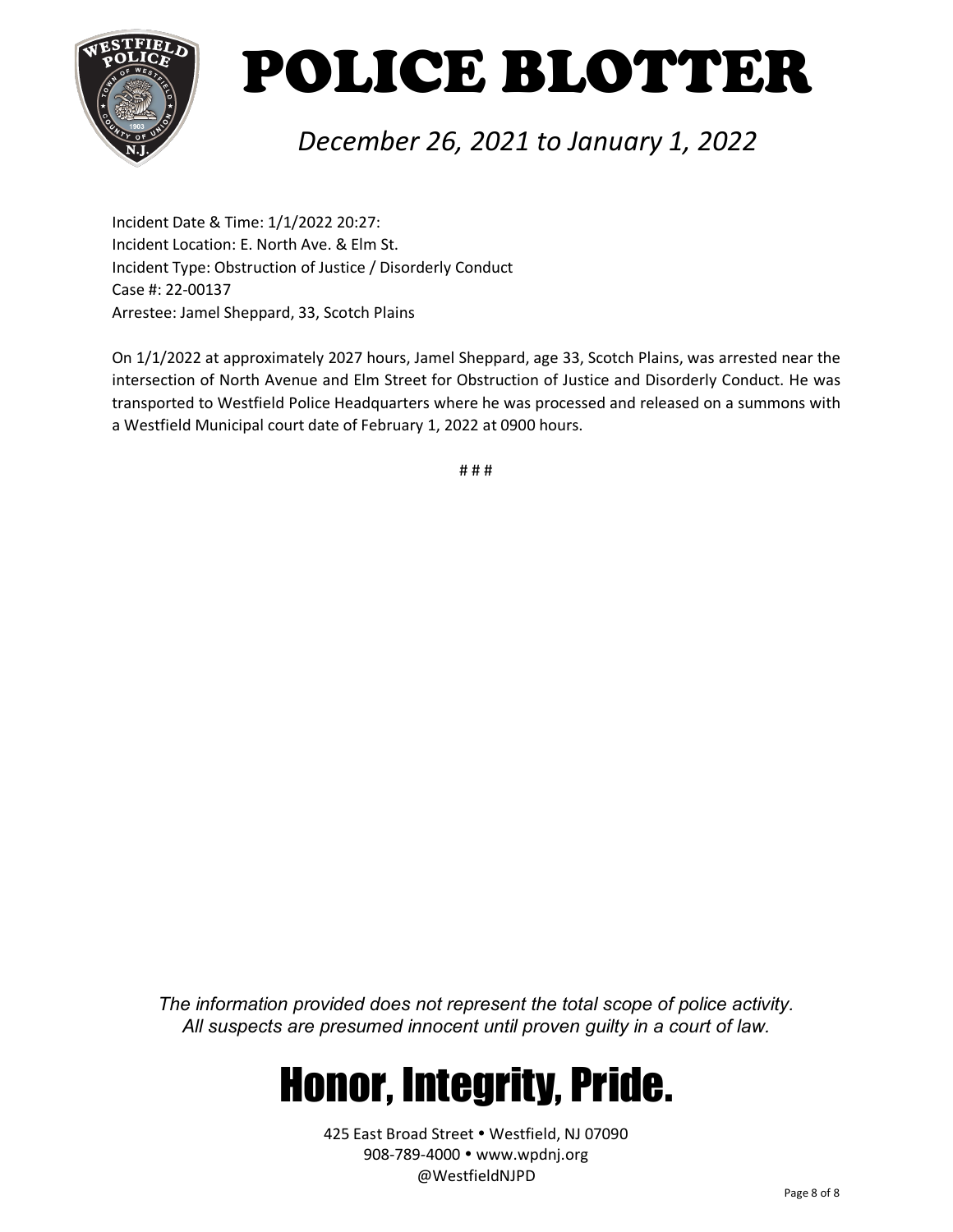# POLICE BLOTTER

*December 26, 2021 to January 1, 2022*

Incident Date & Time: 1/1/2022 20:27:
Incident Location: E. North Ave. & Elm St.
Incident Type: Obstruction of Justice / Disorderly Conduct
Case #: 22-00137
Arrestee: Jamel Sheppard, 33, Scotch Plains

On 1/1/2022 at approximately 2027 hours, Jamel Sheppard, age 33, Scotch Plains, was arrested near the intersection of North Avenue and Elm Street for Obstruction of Justice and Disorderly Conduct. He was transported to Westfield Police Headquarters where he was processed and released on a summons with a Westfield Municipal court date of February 1, 2022 at 0900 hours.

# # #

*The information provided does not represent the total scope of police activity.*
*All suspects are presumed innocent until proven guilty in a court of law.*

## Honor, Integrity, Pride.

425 East Broad Street • Westfield, NJ 07090
908-789-4000 • www.wpdnj.org
@WestfieldNJPD